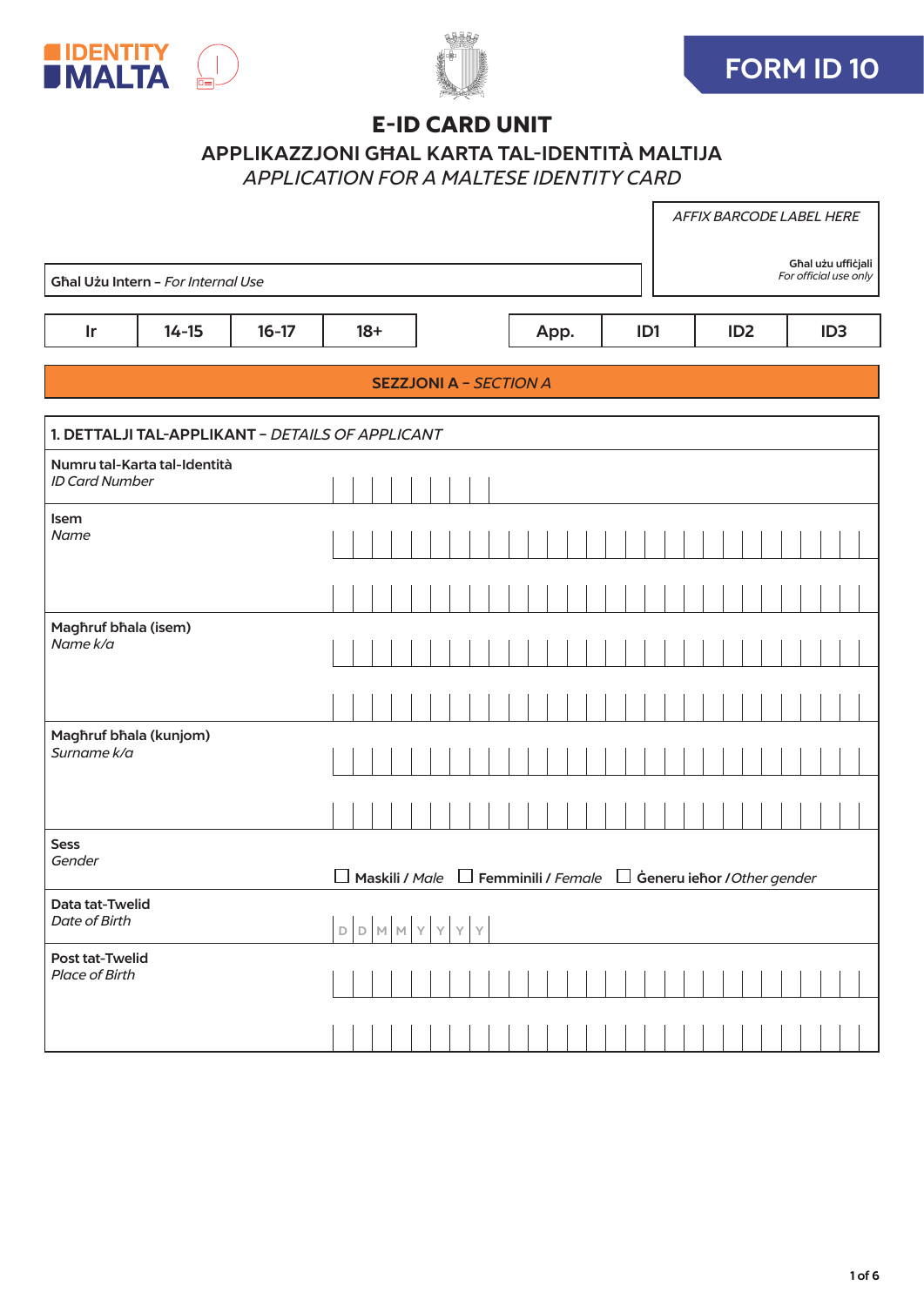IDENTITY MALTA

# FORM ID 10

## E-ID CARD UNIT

### APPLIKAZZJONI GĦAL KARTA TAL-IDENTITÀ MALTIJA
### *APPLICATION FOR A MALTESE IDENTITY CARD*

| *AFFIX BARCODE LABEL HERE* |
|---|
| Għal użu uffiċjali *For official use only* |

Għal Użu Intern – *For Internal Use*

| Ir | 14-15 | 16-17 | 18+ |  | App. | ID1 | ID2 | ID3 |
|---|---|---|---|---|---|---|---|---|

**SEZZJONI A – *SECTION A***

| 1. DETTALJI TAL-APPLIKANT – *DETAILS OF APPLICANT* | |
|---|---|
| Numru tal-Karta tal-Identità *ID Card Number* | |
| Isem *Name* | |
| Magħruf bħala (isem) *Name k/a* | |
| Magħruf bħala (kunjom) *Surname k/a* | |
| Sess *Gender* | ☐ Maskili / *Male* ☐ Femminili / *Female* ☐ Ġeneru ieħor / *Other gender* |
| Data tat-Twelid *Date of Birth* | D D M M Y Y Y Y |
| Post tat-Twelid *Place of Birth* | |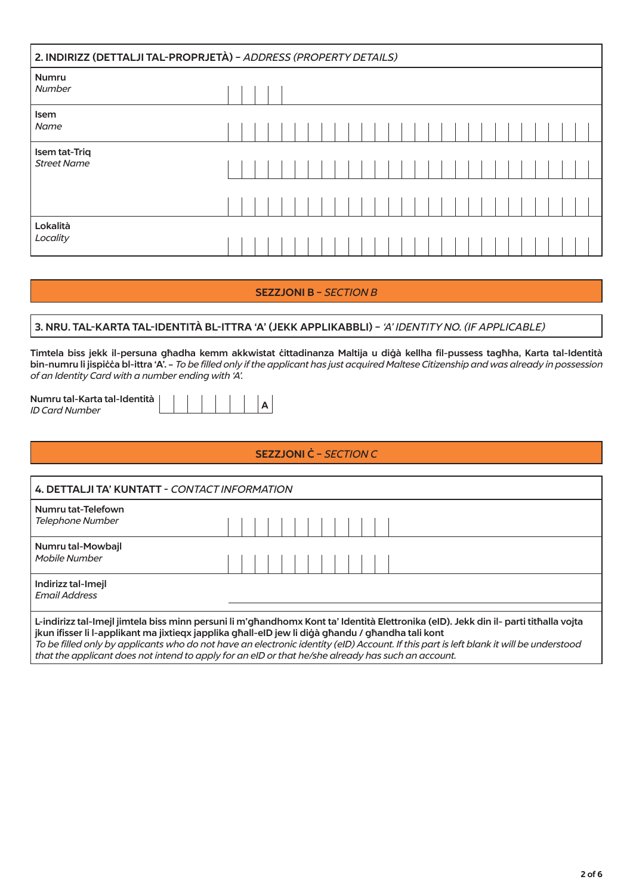## 2. INDIRIZZ (DETTALJI TAL-PROPRJETÀ) – *ADDRESS (PROPERTY DETAILS)*

| | |
|---|---|
| Numru *Number* | |
| Isem *Name* | |
| Isem tat-Triq *Street Name* | |
| | |
| Lokalità *Locality* | |

## SEZZJONI B – *SECTION B*

### 3. NRU. TAL-KARTA TAL-IDENTITÀ BL-ITTRA 'A' (JEKK APPLIKABBLI) – *'A' IDENTITY NO. (IF APPLICABLE)*

**Timtela biss jekk il-persuna għadha kemm akkwistat ċittadinanza Maltija u diġà kellha fil-pussess tagħha, Karta tal-Identità bin-numru li jispiċċa bl-ittra 'A'.** – *To be filled only if the applicant has just acquired Maltese Citizenship and was already in possession of an Identity Card with a number ending with 'A'.*

Numru tal-Karta tal-Identità *ID Card Number* | | | | | | | | A |

## SEZZJONI Ċ – *SECTION C*

### 4. DETTALJI TA' KUNTATT - *CONTACT INFORMATION*

| | |
|---|---|
| Numru tat-Telefown *Telephone Number* | |
| Numru tal-Mowbajl *Mobile Number* | |
| Indirizz tal-Imejl *Email Address* | |

**L-indirizz tal-Imejl jimtela biss minn persuni li m'għandhomx Kont ta' Identità Elettronika (eID). Jekk din il- parti titħalla vojta jkun ifisser li l-applikant ma jixtieqx japplika għall-eID jew li diġà għandu / għandha tali kont**

*To be filled only by applicants who do not have an electronic identity (eID) Account. If this part is left blank it will be understood that the applicant does not intend to apply for an eID or that he/she already has such an account.*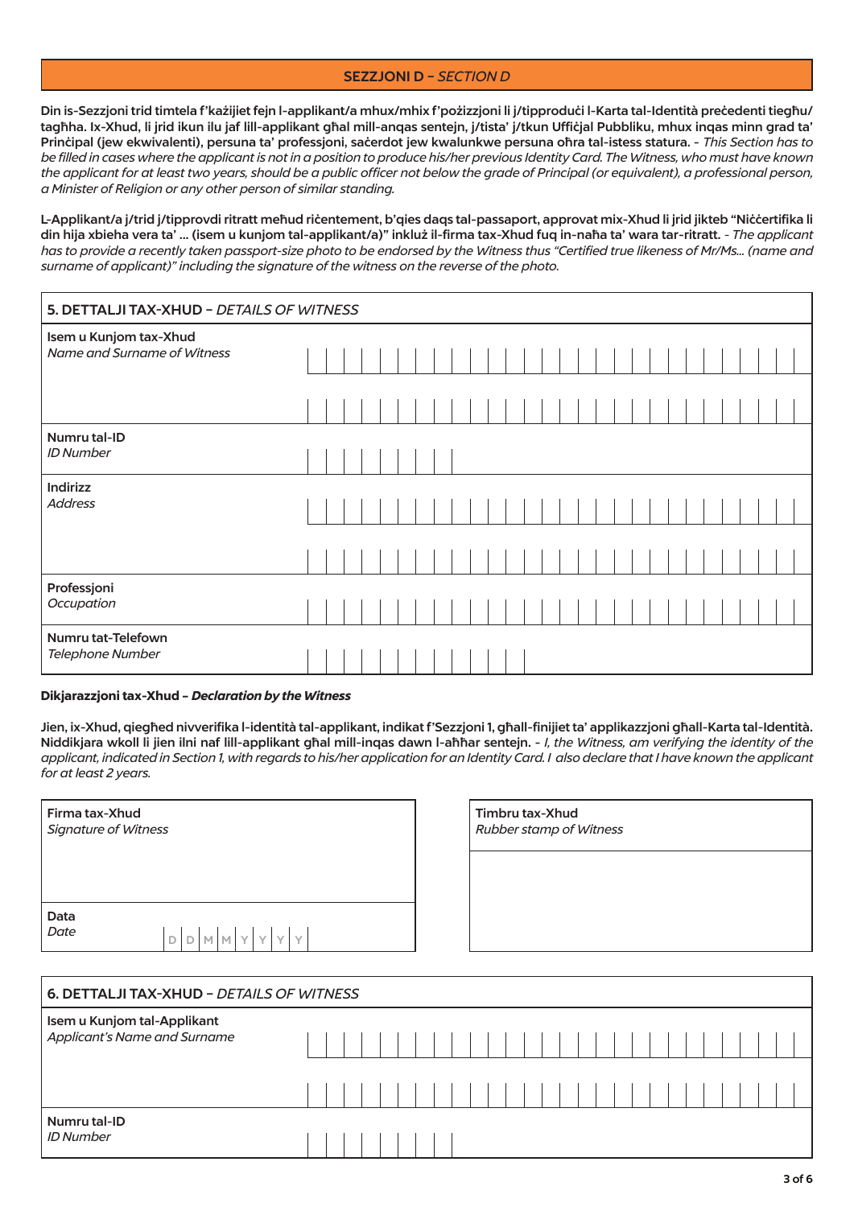## SEZZJONI D – *SECTION D*

**Din is-Sezzjoni trid timtela f'każijiet fejn l-applikant/a mhux/mhix f'pożizzjoni li j/tipproduċi l-Karta tal-Identità preċedenti tiegħu/tagħha. Ix-Xhud, li jrid ikun ilu jaf lill-applikant għal mill-anqas sentejn, j/tista' j/tkun Uffiċjal Pubbliku, mhux inqas minn grad ta' Prinċipal (jew ekwivalenti), persuna ta' professjoni, saċerdot jew kwalunkwe persuna oħra tal-istess statura.** - *This Section has to be filled in cases where the applicant is not in a position to produce his/her previous Identity Card. The Witness, who must have known the applicant for at least two years, should be a public officer not below the grade of Principal (or equivalent), a professional person, a Minister of Religion or any other person of similar standing.*

**L-Applikant/a j/trid j/tipprovdi ritratt meħud riċentement, b'qies daqs tal-passaport, approvat mix-Xhud li jrid jikteb "Niċċertifika li din hija xbieha vera ta' ... (isem u kunjom tal-applikant/a)" inkluż il-firma tax-Xhud fuq in-naħa ta' wara tar-ritratt.** - *The applicant has to provide a recently taken passport-size photo to be endorsed by the Witness thus "Certified true likeness of Mr/Ms... (name and surname of applicant)" including the signature of the witness on the reverse of the photo.*

### 5. DETTALJI TAX-XHUD – *DETAILS OF WITNESS*

| Field | |
|---|---|
| Isem u Kunjom tax-Xhud<br>*Name and Surname of Witness* | |
| Numru tal-ID<br>*ID Number* | |
| Indirizz<br>*Address* | |
| Professjoni<br>*Occupation* | |
| Numru tat-Telefown<br>*Telephone Number* | |

**Dikjarazzjoni tax-Xhud – *Declaration by the Witness***

**Jien, ix-Xhud, qiegħed nivverifika l-identità tal-applikant, indikat f'Sezzjoni 1, għall-finijiet ta' applikazzjoni għall-Karta tal-Identità. Niddikjara wkoll li jien ilni naf lill-applikant għal mill-inqas dawn l-aħħar sentejn.** - *I, the Witness, am verifying the identity of the applicant, indicated in Section 1, with regards to his/her application for an Identity Card. I also declare that I have known the applicant for at least 2 years.*

| Firma tax-Xhud<br>*Signature of Witness* | Timbru tax-Xhud<br>*Rubber stamp of Witness* |
|---|---|
| Data<br>*Date* D D M M Y Y Y Y | |

### 6. DETTALJI TAX-XHUD – *DETAILS OF WITNESS*

| Field | |
|---|---|
| Isem u Kunjom tal-Applikant<br>*Applicant's Name and Surname* | |
| Numru tal-ID<br>*ID Number* | |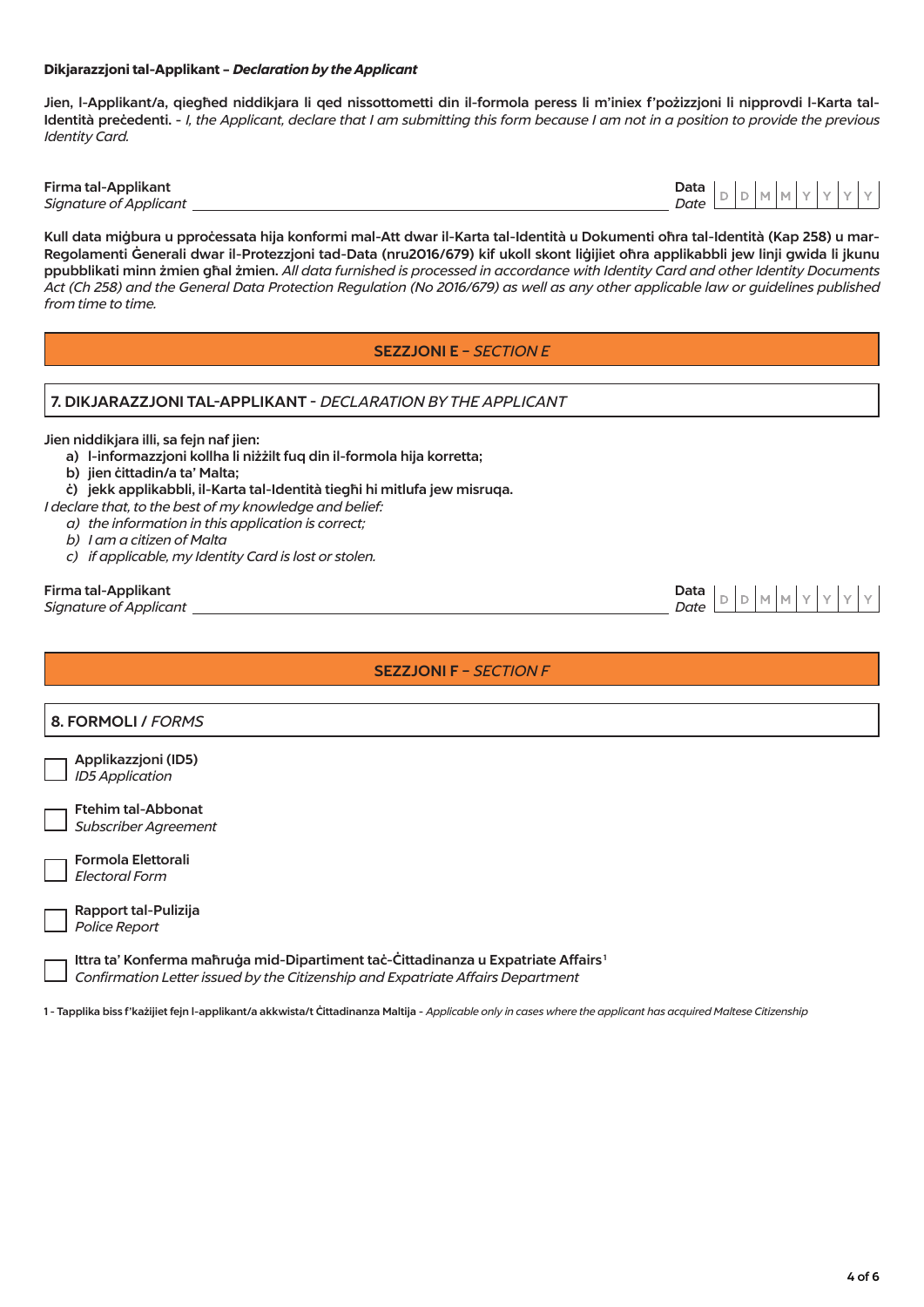**Dikjarazzjoni tal-Applikant – *Declaration by the Applicant***

**Jien, l-Applikant/a, qiegħed niddikjara li qed nissottometti din il-formola peress li m'iniex f'pożizzjoni li nipprovdi l-Karta tal-Identità preċedenti.** - *I, the Applicant, declare that I am submitting this form because I am not in a position to provide the previous Identity Card.*

**Firma tal-Applikant**
*Signature of Applicant* \_\_\_\_\_\_\_\_\_\_\_\_\_\_\_\_\_\_\_\_\_\_\_\_\_\_\_\_\_\_\_\_\_\_\_\_\_\_\_\_

**Data**
*Date* | D | D | M | M | Y | Y | Y | Y |

**Kull data miġbura u pproċessata hija konformi mal-Att dwar il-Karta tal-Identità u Dokumenti oħra tal-Identità (Kap 258) u mar-Regolamenti Ġenerali dwar il-Protezzjoni tad-Data (nru2016/679) kif ukoll skont liġijiet oħra applikabbli jew linji gwida li jkunu ppubblikati minn żmien għal żmien.** *All data furnished is processed in accordance with Identity Card and other Identity Documents Act (Ch 258) and the General Data Protection Regulation (No 2016/679) as well as any other applicable law or guidelines published from time to time.*

## SEZZJONI E – *SECTION E*

### 7. DIKJARAZZJONI TAL-APPLIKANT - *DECLARATION BY THE APPLICANT*

**Jien niddikjara illi, sa fejn naf jien:**

- **a) l-informazzjoni kollha li niżżilt fuq din il-formola hija korretta;**
- **b) jien ċittadin/a ta' Malta;**
- **ċ) jekk applikabbli, il-Karta tal-Identità tiegħi hi mitlufa jew misruqa.**

*I declare that, to the best of my knowledge and belief:*

- *a) the information in this application is correct;*
- *b) I am a citizen of Malta*
- *c) if applicable, my Identity Card is lost or stolen.*

**Firma tal-Applikant**
*Signature of Applicant* \_\_\_\_\_\_\_\_\_\_\_\_\_\_\_\_\_\_\_\_\_\_\_\_\_\_\_\_\_\_\_\_\_\_\_\_\_\_\_\_

**Data**
*Date* | D | D | M | M | Y | Y | Y | Y |

## SEZZJONI F – *SECTION F*

### 8. FORMOLI / *FORMS*

- ☐ **Applikazzjoni (ID5)** *ID5 Application*
- ☐ **Ftehim tal-Abbonat** *Subscriber Agreement*
- ☐ **Formola Elettorali** *Electoral Form*
- ☐ **Rapport tal-Pulizija** *Police Report*
- ☐ **Ittra ta' Konferma maħruġa mid-Dipartiment taċ-Ċittadinanza u Expatriate Affairs**[1] *Confirmation Letter issued by the Citizenship and Expatriate Affairs Department*

1 - **Tapplika biss f'każijiet fejn l-applikant/a akkwista/t Ċittadinanza Maltija** - *Applicable only in cases where the applicant has acquired Maltese Citizenship*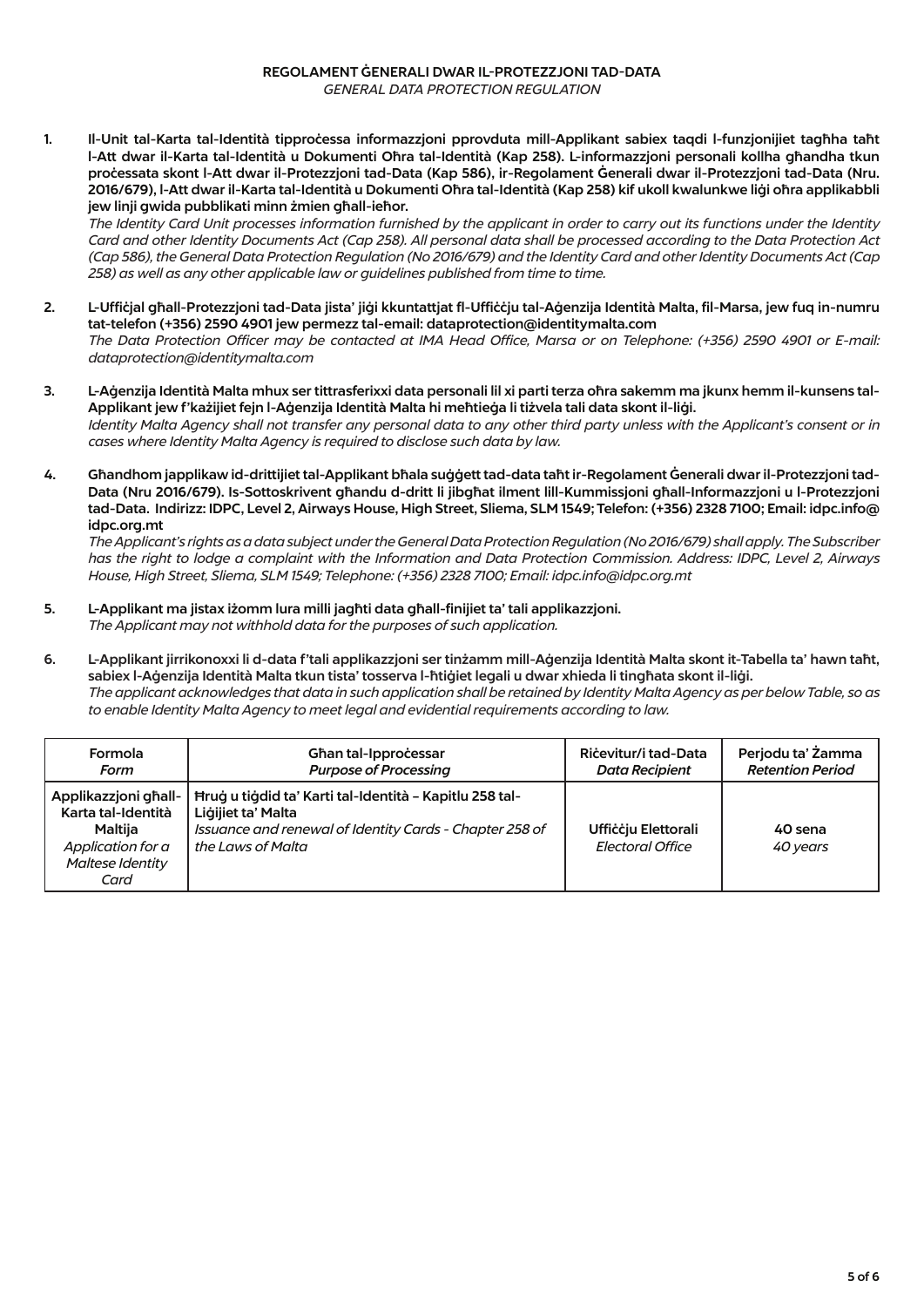## REGOLAMENT ĠENERALI DWAR IL-PROTEZZJONI TAD-DATA
*GENERAL DATA PROTECTION REGULATION*

1. **Il-Unit tal-Karta tal-Identità tipproċessa informazzjoni pprovduta mill-Applikant sabiex taqdi l-funzjonijiet tagħha taħt l-Att dwar il-Karta tal-Identità u Dokumenti Oħra tal-Identità (Kap 258). L-informazzjoni personali kollha għandha tkun proċessata skont l-Att dwar il-Protezzjoni tad-Data (Kap 586), ir-Regolament Ġenerali dwar il-Protezzjoni tad-Data (Nru. 2016/679), l-Att dwar il-Karta tal-Identità u Dokumenti Oħra tal-Identità (Kap 258) kif ukoll kwalunkwe liġi oħra applikabbli jew linji gwida pubblikati minn żmien għall-ieħor.**
   *The Identity Card Unit processes information furnished by the applicant in order to carry out its functions under the Identity Card and other Identity Documents Act (Cap 258). All personal data shall be processed according to the Data Protection Act (Cap 586), the General Data Protection Regulation (No 2016/679) and the Identity Card and other Identity Documents Act (Cap 258) as well as any other applicable law or guidelines published from time to time.*

2. **L-Uffiċjal għall-Protezzjoni tad-Data jista' jiġi kkuntattjat fl-Uffiċċju tal-Aġenzija Identità Malta, fil-Marsa, jew fuq in-numru tat-telefon (+356) 2590 4901 jew permezz tal-email: dataprotection@identitymalta.com**
   *The Data Protection Officer may be contacted at IMA Head Office, Marsa or on Telephone: (+356) 2590 4901 or E-mail: dataprotection@identitymalta.com*

3. **L-Aġenzija Identità Malta mhux ser tittrasferixxi data personali lil xi parti terza oħra sakemm ma jkunx hemm il-kunsens tal-Applikant jew f'każijiet fejn l-Aġenzija Identità Malta hi meħtieġa li tiżvela tali data skont il-liġi.**
   *Identity Malta Agency shall not transfer any personal data to any other third party unless with the Applicant's consent or in cases where Identity Malta Agency is required to disclose such data by law.*

4. **Għandhom japplikaw id-drittijiet tal-Applikant bħala suġġett tad-data taħt ir-Regolament Ġenerali dwar il-Protezzjoni tad-Data (Nru 2016/679). Is-Sottoskrivent għandu d-dritt li jibgħat ilment lill-Kummissjoni għall-Informazzjoni u l-Protezzjoni tad-Data. Indirizz: IDPC, Level 2, Airways House, High Street, Sliema, SLM 1549; Telefon: (+356) 2328 7100; Email: idpc.info@idpc.org.mt**
   *The Applicant's rights as a data subject under the General Data Protection Regulation (No 2016/679) shall apply. The Subscriber has the right to lodge a complaint with the Information and Data Protection Commission. Address: IDPC, Level 2, Airways House, High Street, Sliema, SLM 1549; Telephone: (+356) 2328 7100; Email: idpc.info@idpc.org.mt*

5. **L-Applikant ma jistax iżomm lura milli jagħti data għall-finijiet ta' tali applikazzjoni.**
   *The Applicant may not withhold data for the purposes of such application.*

6. **L-Applikant jirrikonoxxi li d-data f'tali applikazzjoni ser tinżamm mill-Aġenzija Identità Malta skont it-Tabella ta' hawn taħt, sabiex l-Aġenzija Identità Malta tkun tista' tosserva l-ħtiġiet legali u dwar xhieda li tingħata skont il-liġi.**
   *The applicant acknowledges that data in such application shall be retained by Identity Malta Agency as per below Table, so as to enable Identity Malta Agency to meet legal and evidential requirements according to law.*

| **Formola** *Form* | **Għan tal-Ipproċessar** *Purpose of Processing* | **Riċevitur/i tad-Data** *Data Recipient* | **Perjodu ta' Żamma** *Retention Period* |
|---|---|---|---|
| **Applikazzjoni għall-Karta tal-Identità Maltija** *Application for a Maltese Identity Card* | **Ħruġ u tiġdid ta' Karti tal-Identità – Kapitlu 258 tal-Liġijiet ta' Malta** *Issuance and renewal of Identity Cards - Chapter 258 of the Laws of Malta* | **Uffiċċju Elettorali** *Electoral Office* | **40 sena** *40 years* |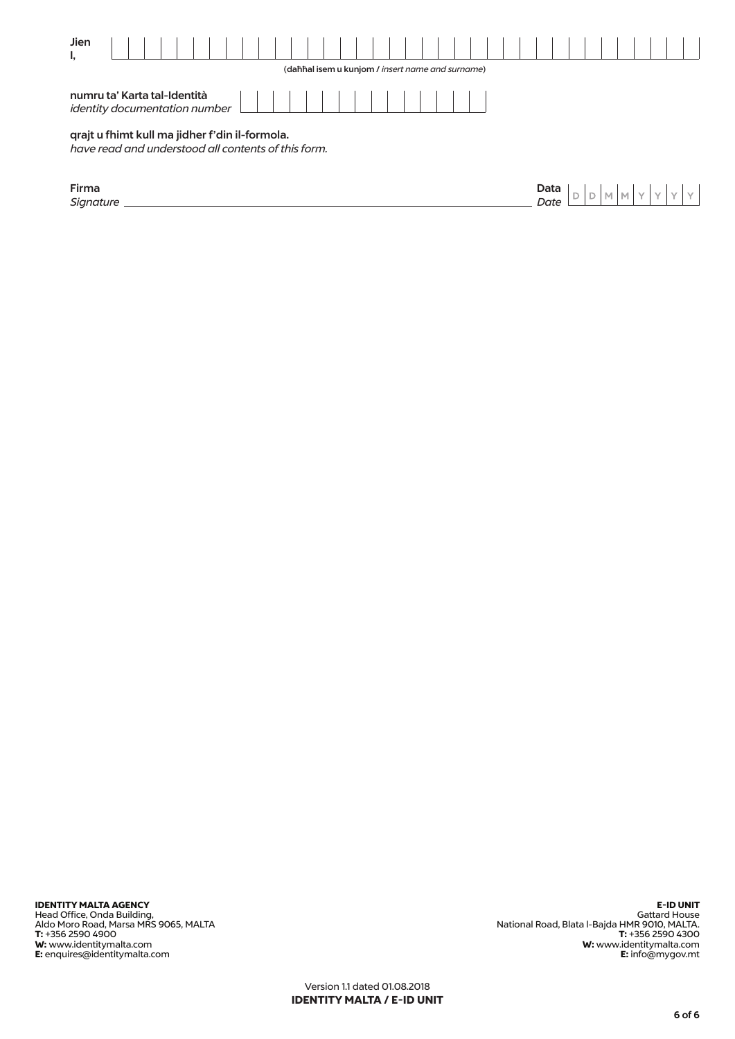Jien
I,

(daħħal isem u kunjom / *insert name and surname*)

numru ta' Karta tal-Identità
*identity documentation number*

qrajt u fhimt kull ma jidher f'din il-formola.
*have read and understood all contents of this form.*

Firma
*Signature* ______________________________

Data
*Date* D D M M Y Y Y Y

**IDENTITY MALTA AGENCY**
Head Office, Onda Building,
Aldo Moro Road, Marsa MRS 9065, MALTA
**T:** +356 2590 4900
**W:** www.identitymalta.com
**E:** enquires@identitymalta.com

**E-ID UNIT**
Gattard House
National Road, Blata l-Bajda HMR 9010, MALTA.
**T:** +356 2590 4300
**W:** www.identitymalta.com
**E:** info@mygov.mt

Version 1.1 dated 01.08.2018
**IDENTITY MALTA / E-ID UNIT**